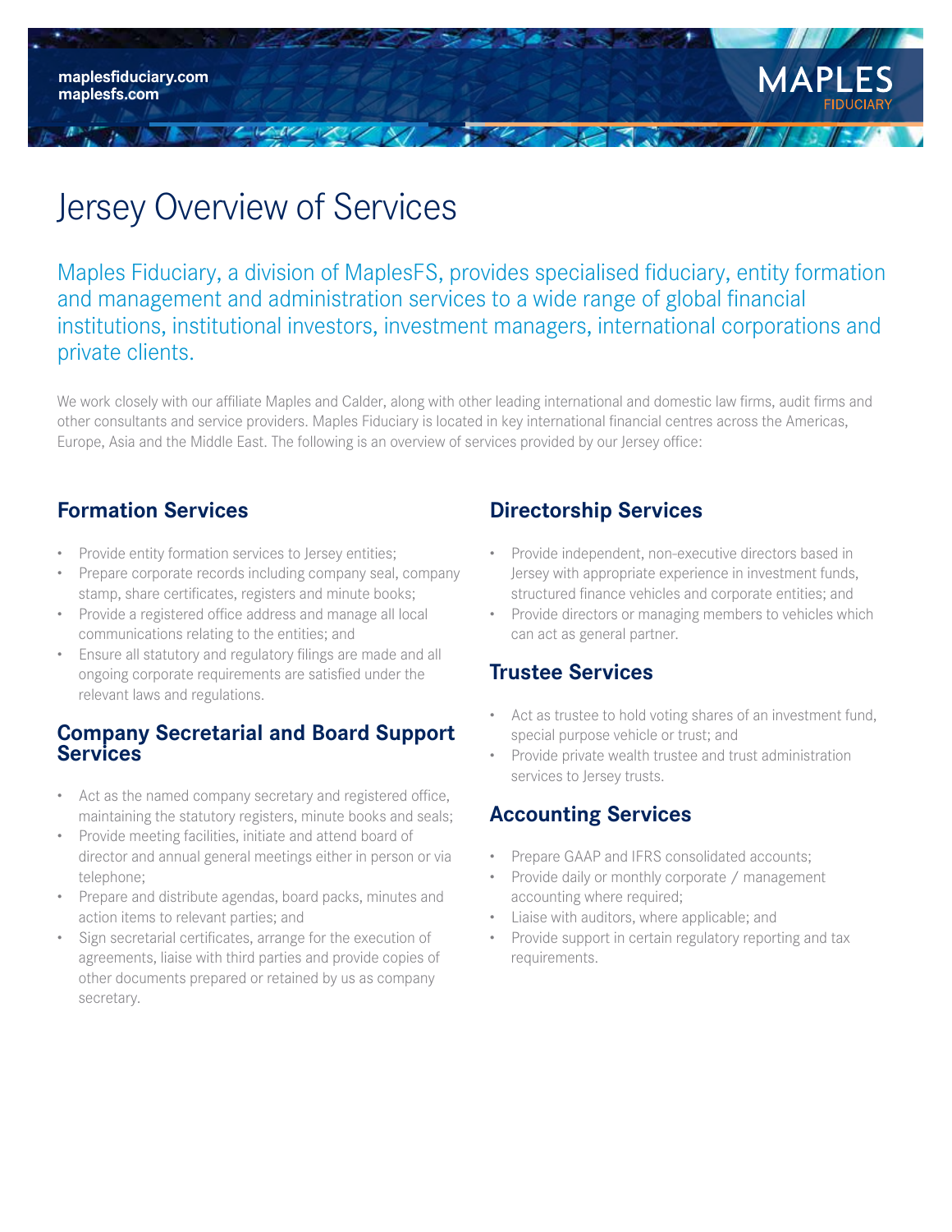maplesfiduciary.com
maplesfs.com

MAPLES FIDUCIARY

# Jersey Overview of Services

Maples Fiduciary, a division of MaplesFS, provides specialised fiduciary, entity formation and management and administration services to a wide range of global financial institutions, institutional investors, investment managers, international corporations and private clients.

We work closely with our affiliate Maples and Calder, along with other leading international and domestic law firms, audit firms and other consultants and service providers. Maples Fiduciary is located in key international financial centres across the Americas, Europe, Asia and the Middle East. The following is an overview of services provided by our Jersey office:

## Formation Services

- Provide entity formation services to Jersey entities;
- Prepare corporate records including company seal, company stamp, share certificates, registers and minute books;
- Provide a registered office address and manage all local communications relating to the entities; and
- Ensure all statutory and regulatory filings are made and all ongoing corporate requirements are satisfied under the relevant laws and regulations.

## Company Secretarial and Board Support Services

- Act as the named company secretary and registered office, maintaining the statutory registers, minute books and seals;
- Provide meeting facilities, initiate and attend board of director and annual general meetings either in person or via telephone;
- Prepare and distribute agendas, board packs, minutes and action items to relevant parties; and
- Sign secretarial certificates, arrange for the execution of agreements, liaise with third parties and provide copies of other documents prepared or retained by us as company secretary.

## Directorship Services

- Provide independent, non-executive directors based in Jersey with appropriate experience in investment funds, structured finance vehicles and corporate entities; and
- Provide directors or managing members to vehicles which can act as general partner.

## Trustee Services

- Act as trustee to hold voting shares of an investment fund, special purpose vehicle or trust; and
- Provide private wealth trustee and trust administration services to Jersey trusts.

## Accounting Services

- Prepare GAAP and IFRS consolidated accounts;
- Provide daily or monthly corporate / management accounting where required;
- Liaise with auditors, where applicable; and
- Provide support in certain regulatory reporting and tax requirements.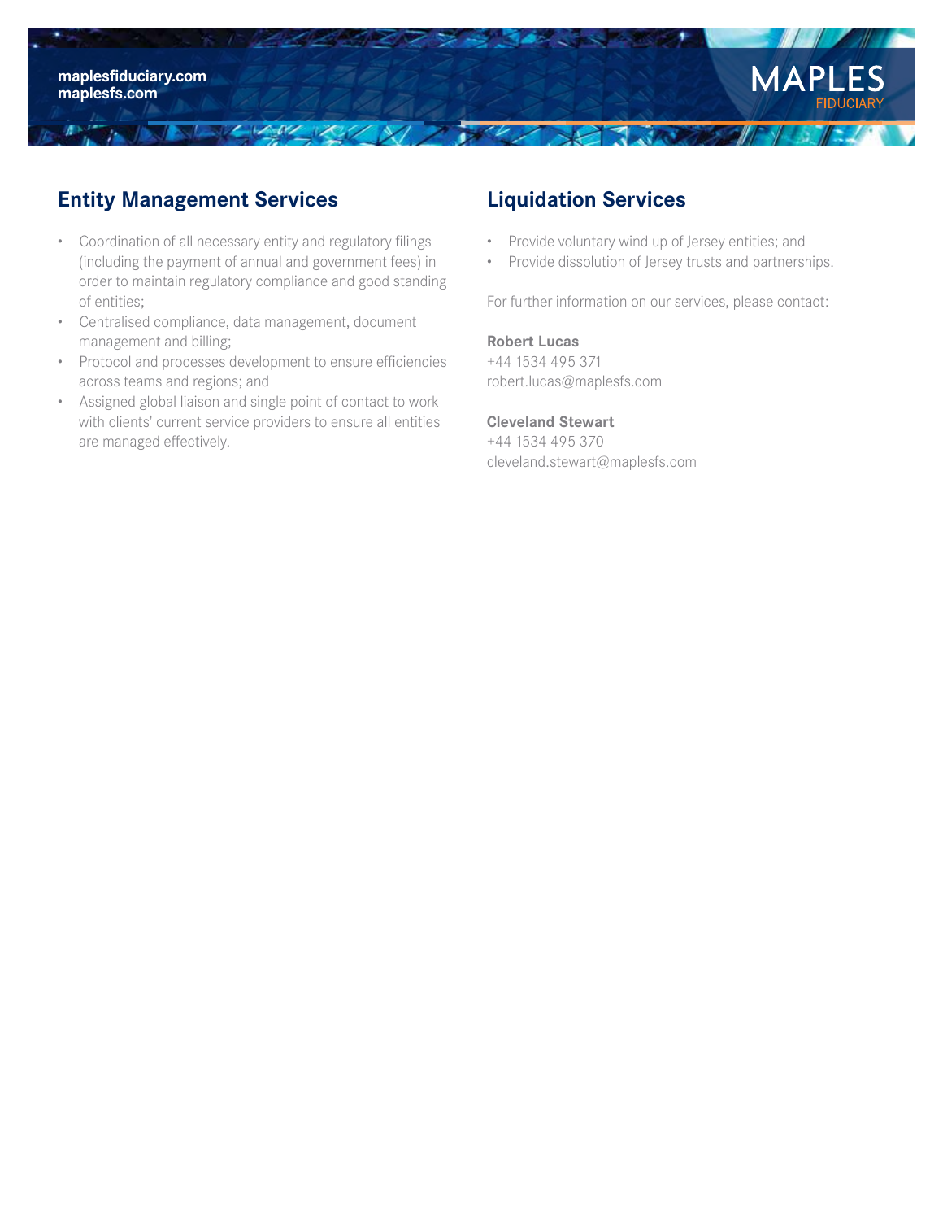maplesfiduciary.com
maplesfs.com

## Entity Management Services

- Coordination of all necessary entity and regulatory filings (including the payment of annual and government fees) in order to maintain regulatory compliance and good standing of entities;
- Centralised compliance, data management, document management and billing;
- Protocol and processes development to ensure efficiencies across teams and regions; and
- Assigned global liaison and single point of contact to work with clients' current service providers to ensure all entities are managed effectively.

## Liquidation Services

- Provide voluntary wind up of Jersey entities; and
- Provide dissolution of Jersey trusts and partnerships.

For further information on our services, please contact:

**Robert Lucas**
+44 1534 495 371
robert.lucas@maplesfs.com

**Cleveland Stewart**
+44 1534 495 370
cleveland.stewart@maplesfs.com